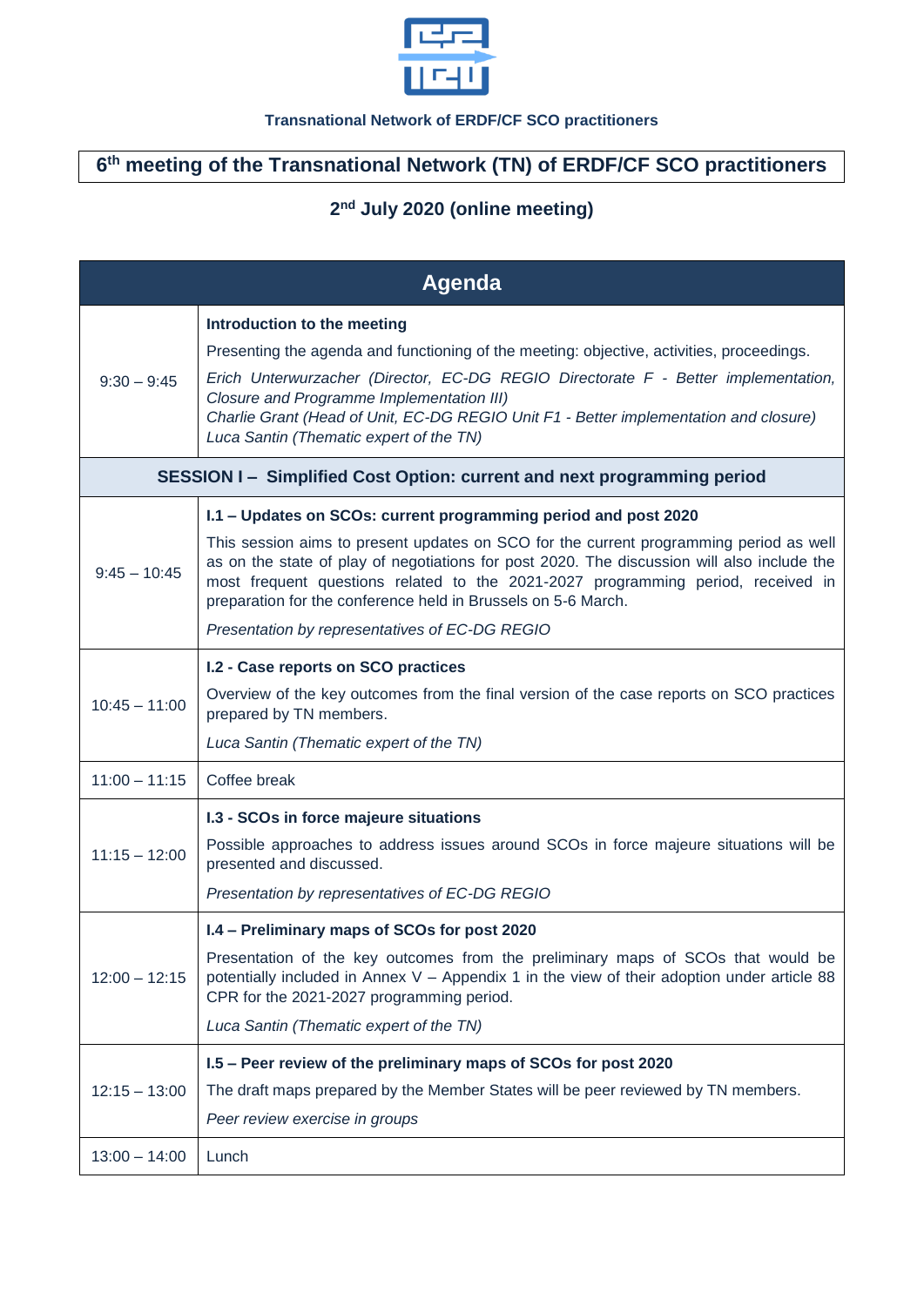**Transnational Network of ERDF/CF SCO practitioners**

# 6th meeting of the Transnational Network (TN) of ERDF/CF SCO practitioners

## 2nd July 2020 (online meeting)

| Agenda | |
|---|---|
| 9:30 – 9:45 | **Introduction to the meeting**<br>Presenting the agenda and functioning of the meeting: objective, activities, proceedings.<br>*Erich Unterwurzacher (Director, EC-DG REGIO Directorate F - Better implementation, Closure and Programme Implementation III)*<br>*Charlie Grant (Head of Unit, EC-DG REGIO Unit F1 - Better implementation and closure)*<br>*Luca Santin (Thematic expert of the TN)* |
| **SESSION I – Simplified Cost Option: current and next programming period** | |
| 9:45 – 10:45 | **I.1 – Updates on SCOs: current programming period and post 2020**<br>This session aims to present updates on SCO for the current programming period as well as on the state of play of negotiations for post 2020. The discussion will also include the most frequent questions related to the 2021-2027 programming period, received in preparation for the conference held in Brussels on 5-6 March.<br>*Presentation by representatives of EC-DG REGIO* |
| 10:45 – 11:00 | **I.2 - Case reports on SCO practices**<br>Overview of the key outcomes from the final version of the case reports on SCO practices prepared by TN members.<br>*Luca Santin (Thematic expert of the TN)* |
| 11:00 – 11:15 | Coffee break |
| 11:15 – 12:00 | **I.3 - SCOs in force majeure situations**<br>Possible approaches to address issues around SCOs in force majeure situations will be presented and discussed.<br>*Presentation by representatives of EC-DG REGIO* |
| 12:00 – 12:15 | **I.4 – Preliminary maps of SCOs for post 2020**<br>Presentation of the key outcomes from the preliminary maps of SCOs that would be potentially included in Annex V – Appendix 1 in the view of their adoption under article 88 CPR for the 2021-2027 programming period.<br>*Luca Santin (Thematic expert of the TN)* |
| 12:15 – 13:00 | **I.5 – Peer review of the preliminary maps of SCOs for post 2020**<br>The draft maps prepared by the Member States will be peer reviewed by TN members.<br>*Peer review exercise in groups* |
| 13:00 – 14:00 | Lunch |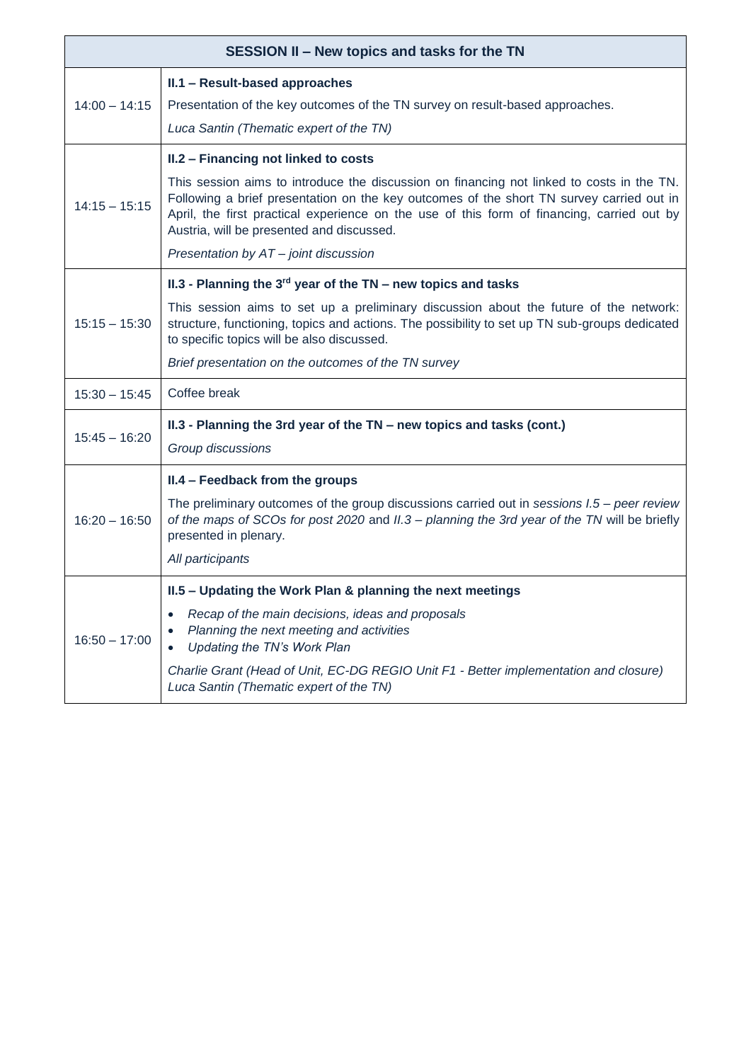| SESSION II – New topics and tasks for the TN | |
|---|---|
| 14:00 – 14:15 | **II.1 – Result-based approaches**<br>Presentation of the key outcomes of the TN survey on result-based approaches.<br>*Luca Santin (Thematic expert of the TN)* |
| 14:15 – 15:15 | **II.2 – Financing not linked to costs**<br>This session aims to introduce the discussion on financing not linked to costs in the TN. Following a brief presentation on the key outcomes of the short TN survey carried out in April, the first practical experience on the use of this form of financing, carried out by Austria, will be presented and discussed.<br>*Presentation by AT – joint discussion* |
| 15:15 – 15:30 | **II.3 - Planning the 3rd year of the TN – new topics and tasks**<br>This session aims to set up a preliminary discussion about the future of the network: structure, functioning, topics and actions. The possibility to set up TN sub-groups dedicated to specific topics will be also discussed.<br>*Brief presentation on the outcomes of the TN survey* |
| 15:30 – 15:45 | Coffee break |
| 15:45 – 16:20 | **II.3 - Planning the 3rd year of the TN – new topics and tasks (cont.)**<br>*Group discussions* |
| 16:20 – 16:50 | **II.4 – Feedback from the groups**<br>The preliminary outcomes of the group discussions carried out in *sessions I.5 – peer review of the maps of SCOs for post 2020* and *II.3 – planning the 3rd year of the TN* will be briefly presented in plenary.<br>*All participants* |
| 16:50 – 17:00 | **II.5 – Updating the Work Plan & planning the next meetings**<br>• *Recap of the main decisions, ideas and proposals*<br>• *Planning the next meeting and activities*<br>• *Updating the TN's Work Plan*<br>*Charlie Grant (Head of Unit, EC-DG REGIO Unit F1 - Better implementation and closure)*<br>*Luca Santin (Thematic expert of the TN)* |